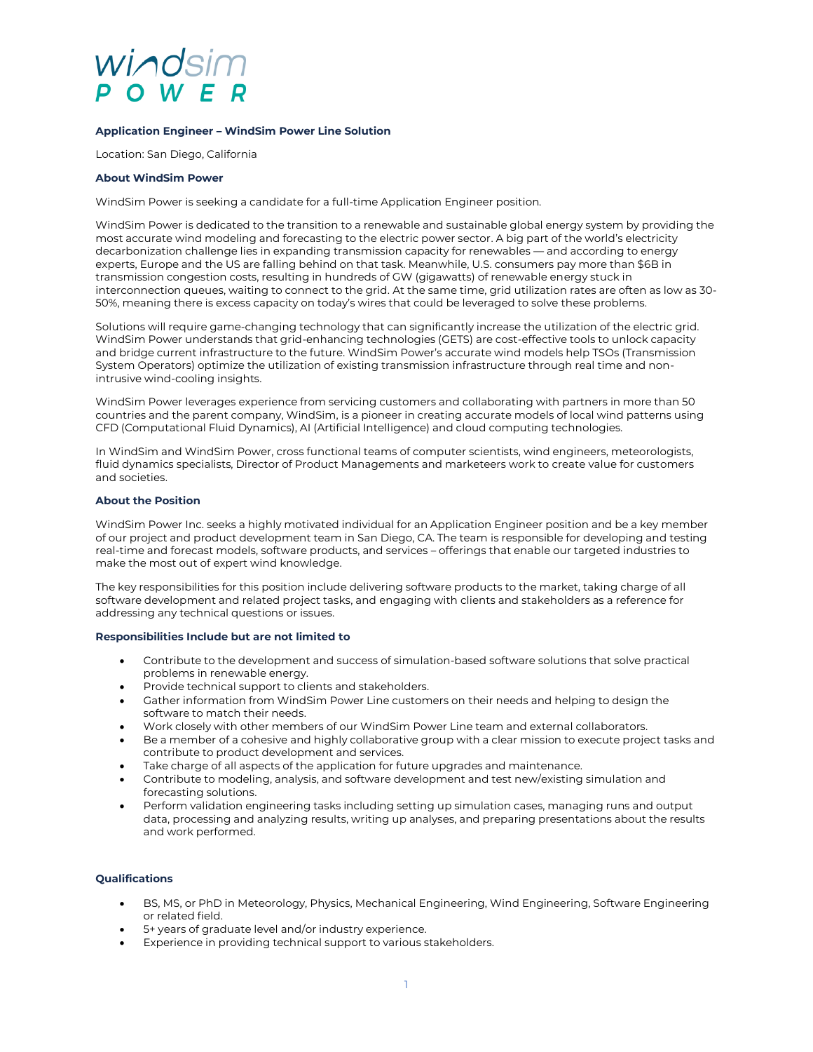windsim
POWER

**Application Engineer – WindSim Power Line Solution**

Location: San Diego, California

**About WindSim Power**

WindSim Power is seeking a candidate for a full-time Application Engineer position.

WindSim Power is dedicated to the transition to a renewable and sustainable global energy system by providing the most accurate wind modeling and forecasting to the electric power sector. A big part of the world's electricity decarbonization challenge lies in expanding transmission capacity for renewables — and according to energy experts, Europe and the US are falling behind on that task. Meanwhile, U.S. consumers pay more than $6B in transmission congestion costs, resulting in hundreds of GW (gigawatts) of renewable energy stuck in interconnection queues, waiting to connect to the grid. At the same time, grid utilization rates are often as low as 30-50%, meaning there is excess capacity on today's wires that could be leveraged to solve these problems.

Solutions will require game-changing technology that can significantly increase the utilization of the electric grid. WindSim Power understands that grid-enhancing technologies (GETS) are cost-effective tools to unlock capacity and bridge current infrastructure to the future. WindSim Power's accurate wind models help TSOs (Transmission System Operators) optimize the utilization of existing transmission infrastructure through real time and non-intrusive wind-cooling insights.

WindSim Power leverages experience from servicing customers and collaborating with partners in more than 50 countries and the parent company, WindSim, is a pioneer in creating accurate models of local wind patterns using CFD (Computational Fluid Dynamics), AI (Artificial Intelligence) and cloud computing technologies.

In WindSim and WindSim Power, cross functional teams of computer scientists, wind engineers, meteorologists, fluid dynamics specialists, Director of Product Managements and marketeers work to create value for customers and societies.

**About the Position**

WindSim Power Inc. seeks a highly motivated individual for an Application Engineer position and be a key member of our project and product development team in San Diego, CA. The team is responsible for developing and testing real-time and forecast models, software products, and services – offerings that enable our targeted industries to make the most out of expert wind knowledge.

The key responsibilities for this position include delivering software products to the market, taking charge of all software development and related project tasks, and engaging with clients and stakeholders as a reference for addressing any technical questions or issues.

**Responsibilities Include but are not limited to**

- Contribute to the development and success of simulation-based software solutions that solve practical problems in renewable energy.
- Provide technical support to clients and stakeholders.
- Gather information from WindSim Power Line customers on their needs and helping to design the software to match their needs.
- Work closely with other members of our WindSim Power Line team and external collaborators.
- Be a member of a cohesive and highly collaborative group with a clear mission to execute project tasks and contribute to product development and services.
- Take charge of all aspects of the application for future upgrades and maintenance.
- Contribute to modeling, analysis, and software development and test new/existing simulation and forecasting solutions.
- Perform validation engineering tasks including setting up simulation cases, managing runs and output data, processing and analyzing results, writing up analyses, and preparing presentations about the results and work performed.

**Qualifications**

- BS, MS, or PhD in Meteorology, Physics, Mechanical Engineering, Wind Engineering, Software Engineering or related field.
- 5+ years of graduate level and/or industry experience.
- Experience in providing technical support to various stakeholders.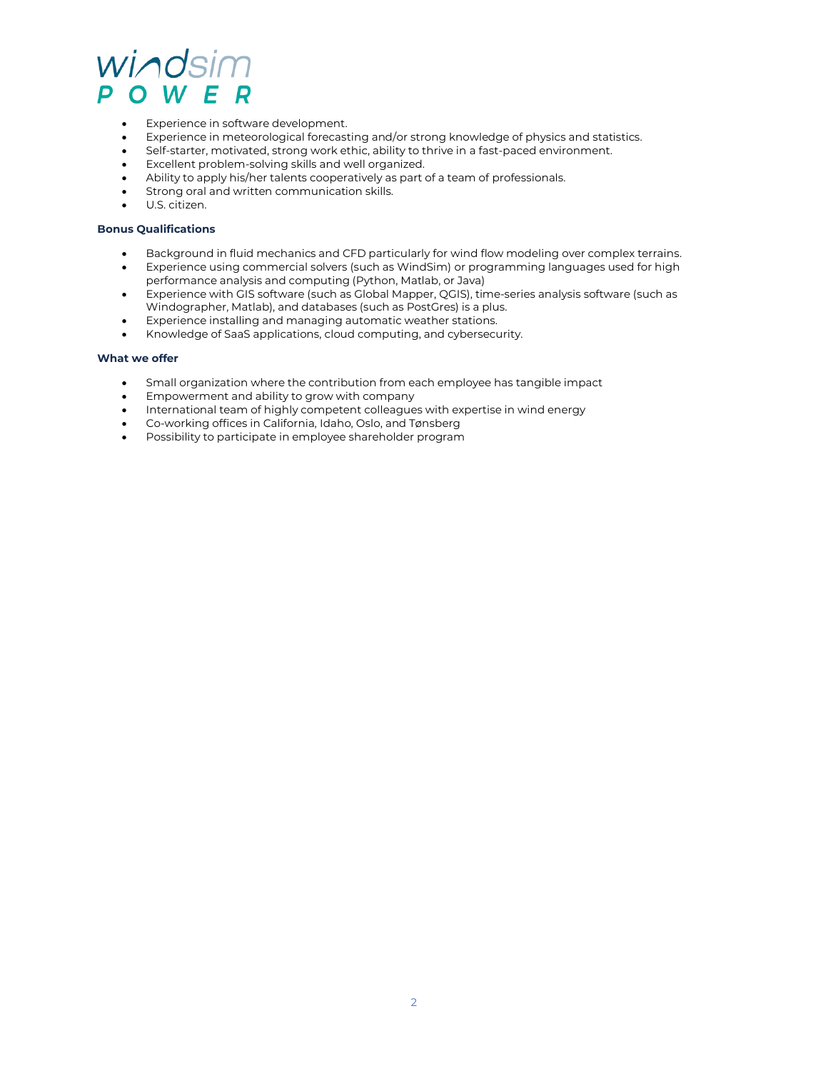- Experience in software development.
- Experience in meteorological forecasting and/or strong knowledge of physics and statistics.
- Self-starter, motivated, strong work ethic, ability to thrive in a fast-paced environment.
- Excellent problem-solving skills and well organized.
- Ability to apply his/her talents cooperatively as part of a team of professionals.
- Strong oral and written communication skills.
- U.S. citizen.

**Bonus Qualifications**

- Background in fluid mechanics and CFD particularly for wind flow modeling over complex terrains.
- Experience using commercial solvers (such as WindSim) or programming languages used for high performance analysis and computing (Python, Matlab, or Java)
- Experience with GIS software (such as Global Mapper, QGIS), time-series analysis software (such as Windographer, Matlab), and databases (such as PostGres) is a plus.
- Experience installing and managing automatic weather stations.
- Knowledge of SaaS applications, cloud computing, and cybersecurity.

**What we offer**

- Small organization where the contribution from each employee has tangible impact
- Empowerment and ability to grow with company
- International team of highly competent colleagues with expertise in wind energy
- Co-working offices in California, Idaho, Oslo, and Tønsberg
- Possibility to participate in employee shareholder program